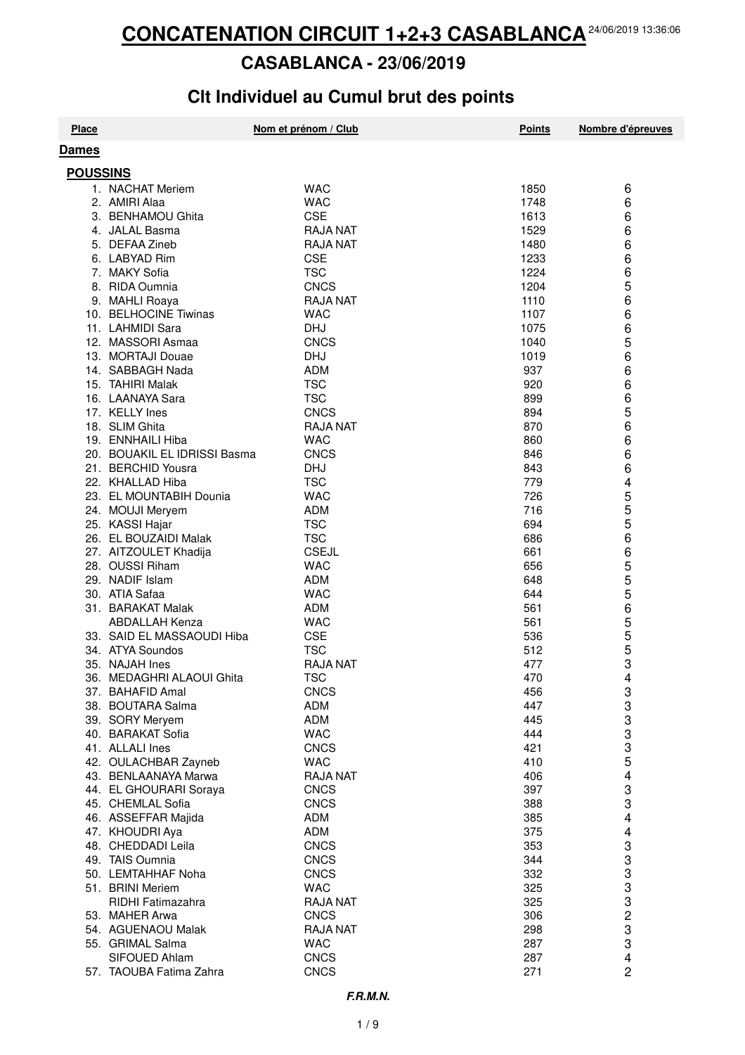# CONCATENATION CIRCUIT 1+2+3 CASABLANCA

24/06/2019 13:36:06

## CASABLANCA - 23/06/2019

## Clt Individuel au Cumul brut des points

| Place | Nom et prénom | Club | Points | Nombre d'épreuves |
|---|---|---|---|---|
| **Dames** | | | | |
| **POUSSINS** | | | | |
| 1. | NACHAT Meriem | WAC | 1850 | 6 |
| 2. | AMIRI Alaa | WAC | 1748 | 6 |
| 3. | BENHAMOU Ghita | CSE | 1613 | 6 |
| 4. | JALAL Basma | RAJA NAT | 1529 | 6 |
| 5. | DEFAA Zineb | RAJA NAT | 1480 | 6 |
| 6. | LABYAD Rim | CSE | 1233 | 6 |
| 7. | MAKY Sofia | TSC | 1224 | 6 |
| 8. | RIDA Oumnia | CNCS | 1204 | 5 |
| 9. | MAHLI Roaya | RAJA NAT | 1110 | 6 |
| 10. | BELHOCINE Tiwinas | WAC | 1107 | 6 |
| 11. | LAHMIDI Sara | DHJ | 1075 | 6 |
| 12. | MASSORI Asmaa | CNCS | 1040 | 5 |
| 13. | MORTAJI Douae | DHJ | 1019 | 6 |
| 14. | SABBAGH Nada | ADM | 937 | 6 |
| 15. | TAHIRI Malak | TSC | 920 | 6 |
| 16. | LAANAYA Sara | TSC | 899 | 6 |
| 17. | KELLY Ines | CNCS | 894 | 5 |
| 18. | SLIM Ghita | RAJA NAT | 870 | 6 |
| 19. | ENNHAILI Hiba | WAC | 860 | 6 |
| 20. | BOUAKIL EL IDRISSI Basma | CNCS | 846 | 6 |
| 21. | BERCHID Yousra | DHJ | 843 | 6 |
| 22. | KHALLAD Hiba | TSC | 779 | 4 |
| 23. | EL MOUNTABIH Dounia | WAC | 726 | 5 |
| 24. | MOUJI Meryem | ADM | 716 | 5 |
| 25. | KASSI Hajar | TSC | 694 | 5 |
| 26. | EL BOUZAIDI Malak | TSC | 686 | 6 |
| 27. | AITZOULET Khadija | CSEJL | 661 | 6 |
| 28. | OUSSI Riham | WAC | 656 | 5 |
| 29. | NADIF Islam | ADM | 648 | 5 |
| 30. | ATIA Safaa | WAC | 644 | 5 |
| 31. | BARAKAT Malak | ADM | 561 | 6 |
| | ABDALLAH Kenza | WAC | 561 | 5 |
| 33. | SAID EL MASSAOUDI Hiba | CSE | 536 | 5 |
| 34. | ATYA Soundos | TSC | 512 | 5 |
| 35. | NAJAH Ines | RAJA NAT | 477 | 3 |
| 36. | MEDAGHRI ALAOUI Ghita | TSC | 470 | 4 |
| 37. | BAHAFID Amal | CNCS | 456 | 3 |
| 38. | BOUTARA Salma | ADM | 447 | 3 |
| 39. | SORY Meryem | ADM | 445 | 3 |
| 40. | BARAKAT Sofia | WAC | 444 | 3 |
| 41. | ALLALI Ines | CNCS | 421 | 3 |
| 42. | OULACHBAR Zayneb | WAC | 410 | 5 |
| 43. | BENLAANAYA Marwa | RAJA NAT | 406 | 4 |
| 44. | EL GHOURARI Soraya | CNCS | 397 | 3 |
| 45. | CHEMLAL Sofia | CNCS | 388 | 3 |
| 46. | ASSEFFAR Majida | ADM | 385 | 4 |
| 47. | KHOUDRI Aya | ADM | 375 | 4 |
| 48. | CHEDDADI Leila | CNCS | 353 | 3 |
| 49. | TAIS Oumnia | CNCS | 344 | 3 |
| 50. | LEMTAHHAF Noha | CNCS | 332 | 3 |
| 51. | BRINI Meriem | WAC | 325 | 3 |
| | RIDHI Fatimazahra | RAJA NAT | 325 | 3 |
| 53. | MAHER Arwa | CNCS | 306 | 2 |
| 54. | AGUENAOU Malak | RAJA NAT | 298 | 3 |
| 55. | GRIMAL Salma | WAC | 287 | 3 |
| | SIFOUED Ahlam | CNCS | 287 | 4 |
| 57. | TAOUBA Fatima Zahra | CNCS | 271 | 2 |

***F.R.M.N.***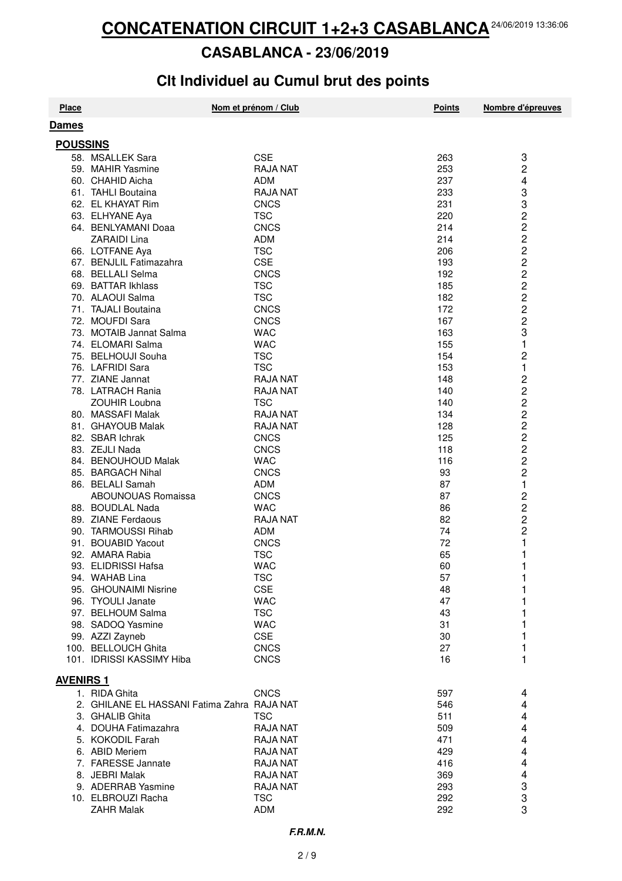# CONCATENATION CIRCUIT 1+2+3 CASABLANCA

24/06/2019 13:36:06

## CASABLANCA - 23/06/2019

## Clt Individuel au Cumul brut des points

| Place | Nom et prénom / Club | | Points | Nombre d'épreuves |
|---|---|---|---|---|
| **Dames** | | | | |
| **POUSSINS** | | | | |
| 58. | MSALLEK Sara | CSE | 263 | 3 |
| 59. | MAHIR Yasmine | RAJA NAT | 253 | 2 |
| 60. | CHAHID Aicha | ADM | 237 | 4 |
| 61. | TAHLI Boutaina | RAJA NAT | 233 | 3 |
| 62. | EL KHAYAT Rim | CNCS | 231 | 3 |
| 63. | ELHYANE Aya | TSC | 220 | 2 |
| 64. | BENLYAMANI Doaa | CNCS | 214 | 2 |
| | ZARAIDI Lina | ADM | 214 | 2 |
| 66. | LOTFANE Aya | TSC | 206 | 2 |
| 67. | BENJLIL Fatimazahra | CSE | 193 | 2 |
| 68. | BELLALI Selma | CNCS | 192 | 2 |
| 69. | BATTAR Ikhlass | TSC | 185 | 2 |
| 70. | ALAOUI Salma | TSC | 182 | 2 |
| 71. | TAJALI Boutaina | CNCS | 172 | 2 |
| 72. | MOUFDI Sara | CNCS | 167 | 2 |
| 73. | MOTAIB Jannat Salma | WAC | 163 | 3 |
| 74. | ELOMARI Salma | WAC | 155 | 1 |
| 75. | BELHOUJI Souha | TSC | 154 | 2 |
| 76. | LAFRIDI Sara | TSC | 153 | 1 |
| 77. | ZIANE Jannat | RAJA NAT | 148 | 2 |
| 78. | LATRACH Rania | RAJA NAT | 140 | 2 |
| | ZOUHIR Loubna | TSC | 140 | 2 |
| 80. | MASSAFI Malak | RAJA NAT | 134 | 2 |
| 81. | GHAYOUB Malak | RAJA NAT | 128 | 2 |
| 82. | SBAR Ichrak | CNCS | 125 | 2 |
| 83. | ZEJLI Nada | CNCS | 118 | 2 |
| 84. | BENOUHOUD Malak | WAC | 116 | 2 |
| 85. | BARGACH Nihal | CNCS | 93 | 2 |
| 86. | BELALI Samah | ADM | 87 | 1 |
| | ABOUNOUAS Romaissa | CNCS | 87 | 2 |
| 88. | BOUDLAL Nada | WAC | 86 | 2 |
| 89. | ZIANE Ferdaous | RAJA NAT | 82 | 2 |
| 90. | TARMOUSSI Rihab | ADM | 74 | 2 |
| 91. | BOUABID Yacout | CNCS | 72 | 1 |
| 92. | AMARA Rabia | TSC | 65 | 1 |
| 93. | ELIDRISSI Hafsa | WAC | 60 | 1 |
| 94. | WAHAB Lina | TSC | 57 | 1 |
| 95. | GHOUNAIMI Nisrine | CSE | 48 | 1 |
| 96. | TYOULI Janate | WAC | 47 | 1 |
| 97. | BELHOUM Salma | TSC | 43 | 1 |
| 98. | SADOQ Yasmine | WAC | 31 | 1 |
| 99. | AZZI Zayneb | CSE | 30 | 1 |
| 100. | BELLOUCH Ghita | CNCS | 27 | 1 |
| 101. | IDRISSI KASSIMY Hiba | CNCS | 16 | 1 |
| **AVENIRS 1** | | | | |
| 1. | RIDA Ghita | CNCS | 597 | 4 |
| 2. | GHILANE EL HASSANI Fatima Zahra | RAJA NAT | 546 | 4 |
| 3. | GHALIB Ghita | TSC | 511 | 4 |
| 4. | DOUHA Fatimazahra | RAJA NAT | 509 | 4 |
| 5. | KOKODIL Farah | RAJA NAT | 471 | 4 |
| 6. | ABID Meriem | RAJA NAT | 429 | 4 |
| 7. | FARESSE Jannate | RAJA NAT | 416 | 4 |
| 8. | JEBRI Malak | RAJA NAT | 369 | 4 |
| 9. | ADERRAB Yasmine | RAJA NAT | 293 | 3 |
| 10. | ELBROUZI Racha | TSC | 292 | 3 |
| | ZAHR Malak | ADM | 292 | 3 |

***F.R.M.N.***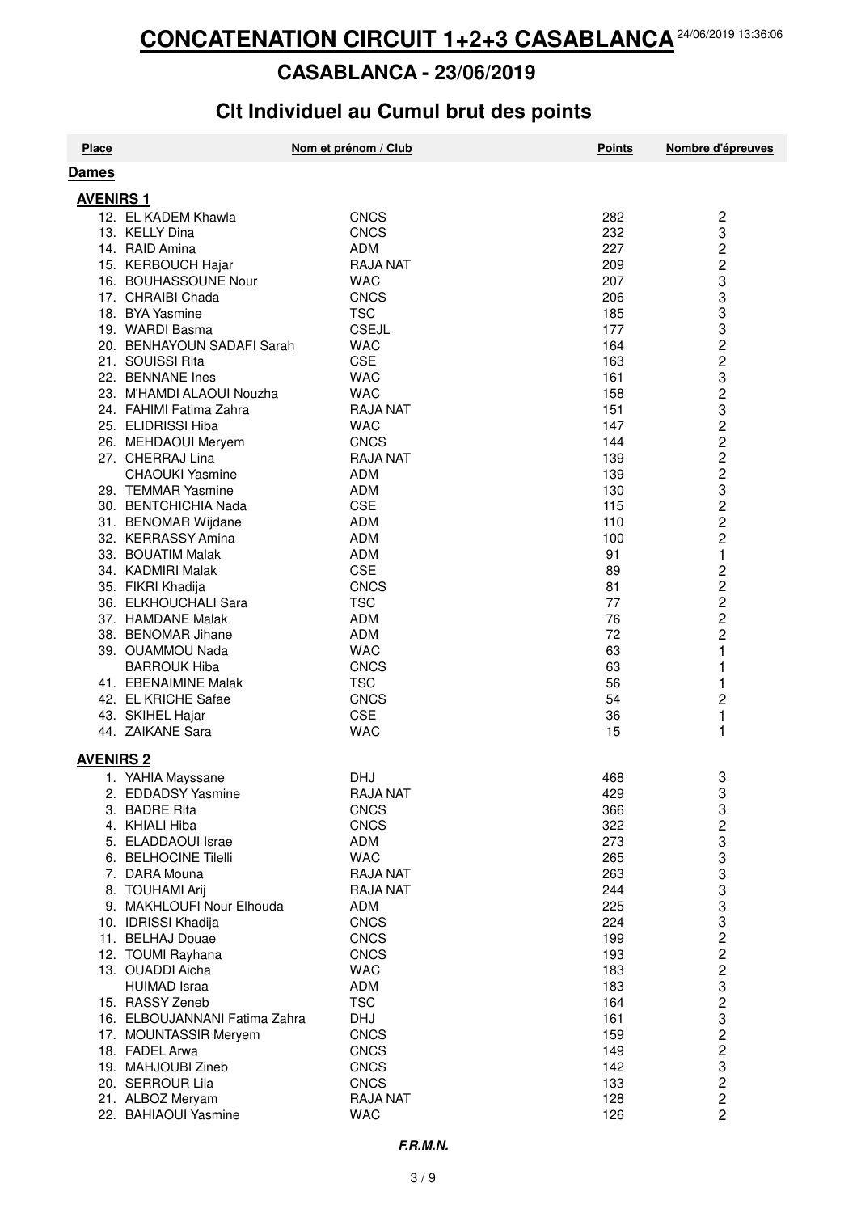# CONCATENATION CIRCUIT 1+2+3 CASABLANCA

24/06/2019 13:36:06

## CASABLANCA - 23/06/2019

## Clt Individuel au Cumul brut des points

| Place | Nom et prénom | Club | Points | Nombre d'épreuves |
|---|---|---|---|---|
| **Dames** | | | | |
| **AVENIRS 1** | | | | |
| 12. | EL KADEM Khawla | CNCS | 282 | 2 |
| 13. | KELLY Dina | CNCS | 232 | 3 |
| 14. | RAID Amina | ADM | 227 | 2 |
| 15. | KERBOUCH Hajar | RAJA NAT | 209 | 2 |
| 16. | BOUHASSOUNE Nour | WAC | 207 | 3 |
| 17. | CHRAIBI Chada | CNCS | 206 | 3 |
| 18. | BYA Yasmine | TSC | 185 | 3 |
| 19. | WARDI Basma | CSEJL | 177 | 3 |
| 20. | BENHAYOUN SADAFI Sarah | WAC | 164 | 2 |
| 21. | SOUISSI Rita | CSE | 163 | 2 |
| 22. | BENNANE Ines | WAC | 161 | 3 |
| 23. | M'HAMDI ALAOUI Nouzha | WAC | 158 | 2 |
| 24. | FAHIMI Fatima Zahra | RAJA NAT | 151 | 3 |
| 25. | ELIDRISSI Hiba | WAC | 147 | 2 |
| 26. | MEHDAOUI Meryem | CNCS | 144 | 2 |
| 27. | CHERRAJ Lina | RAJA NAT | 139 | 2 |
| | CHAOUKI Yasmine | ADM | 139 | 2 |
| 29. | TEMMAR Yasmine | ADM | 130 | 3 |
| 30. | BENTCHICHIA Nada | CSE | 115 | 2 |
| 31. | BENOMAR Wijdane | ADM | 110 | 2 |
| 32. | KERRASSY Amina | ADM | 100 | 2 |
| 33. | BOUATIM Malak | ADM | 91 | 1 |
| 34. | KADMIRI Malak | CSE | 89 | 2 |
| 35. | FIKRI Khadija | CNCS | 81 | 2 |
| 36. | ELKHOUCHALI Sara | TSC | 77 | 2 |
| 37. | HAMDANE Malak | ADM | 76 | 2 |
| 38. | BENOMAR Jihane | ADM | 72 | 2 |
| 39. | OUAMMOU Nada | WAC | 63 | 1 |
| | BARROUK Hiba | CNCS | 63 | 1 |
| 41. | EBENAIMINE Malak | TSC | 56 | 1 |
| 42. | EL KRICHE Safae | CNCS | 54 | 2 |
| 43. | SKIHEL Hajar | CSE | 36 | 1 |
| 44. | ZAIKANE Sara | WAC | 15 | 1 |
| **AVENIRS 2** | | | | |
| 1. | YAHIA Mayssane | DHJ | 468 | 3 |
| 2. | EDDADSY Yasmine | RAJA NAT | 429 | 3 |
| 3. | BADRE Rita | CNCS | 366 | 3 |
| 4. | KHIALI Hiba | CNCS | 322 | 2 |
| 5. | ELADDAOUI Israe | ADM | 273 | 3 |
| 6. | BELHOCINE Tilelli | WAC | 265 | 3 |
| 7. | DARA Mouna | RAJA NAT | 263 | 3 |
| 8. | TOUHAMI Arij | RAJA NAT | 244 | 3 |
| 9. | MAKHLOUFI Nour Elhouda | ADM | 225 | 3 |
| 10. | IDRISSI Khadija | CNCS | 224 | 3 |
| 11. | BELHAJ Douae | CNCS | 199 | 2 |
| 12. | TOUMI Rayhana | CNCS | 193 | 2 |
| 13. | OUADDI Aicha | WAC | 183 | 2 |
| | HUIMAD Israa | ADM | 183 | 3 |
| 15. | RASSY Zeneb | TSC | 164 | 2 |
| 16. | ELBOUJANNANI Fatima Zahra | DHJ | 161 | 3 |
| 17. | MOUNTASSIR Meryem | CNCS | 159 | 2 |
| 18. | FADEL Arwa | CNCS | 149 | 2 |
| 19. | MAHJOUBI Zineb | CNCS | 142 | 3 |
| 20. | SERROUR Lila | CNCS | 133 | 2 |
| 21. | ALBOZ Meryam | RAJA NAT | 128 | 2 |
| 22. | BAHIAOUI Yasmine | WAC | 126 | 2 |

***F.R.M.N.***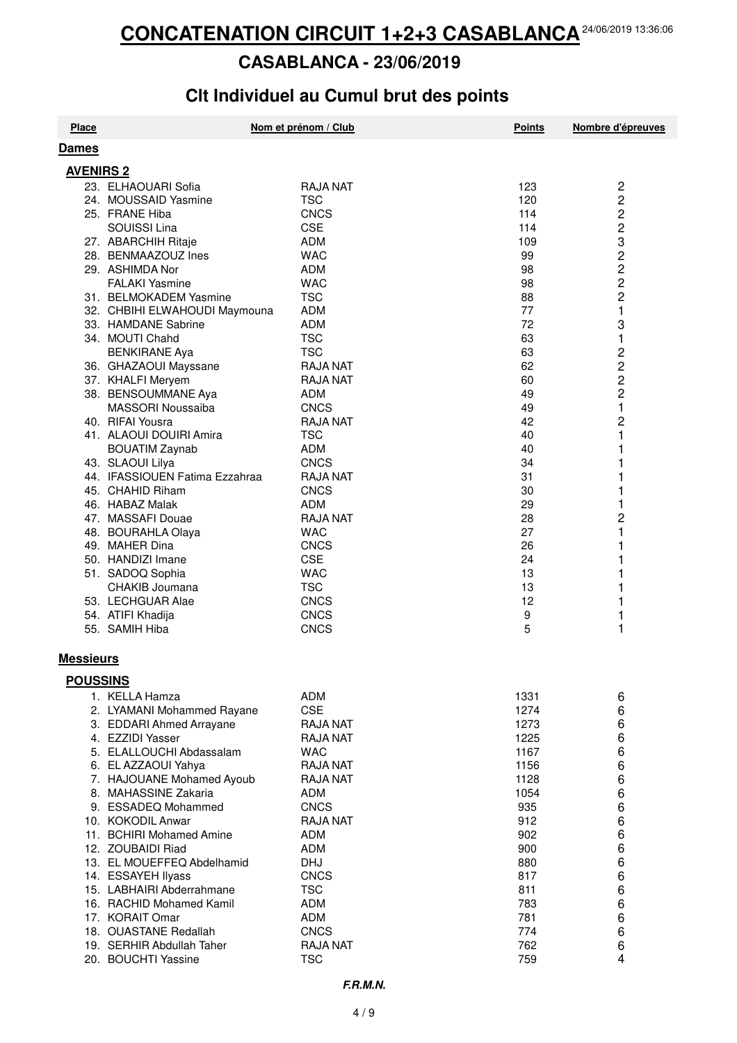# CONCATENATION CIRCUIT 1+2+3 CASABLANCA

24/06/2019 13:36:06

## CASABLANCA - 23/06/2019

## Clt Individuel au Cumul brut des points

| Place | Nom et prénom | Club | Points | Nombre d'épreuves |
|---|---|---|---|---|
| **Dames** | | | | |
| **AVENIRS 2** | | | | |
| 23. | ELHAOUARI Sofia | RAJA NAT | 123 | 2 |
| 24. | MOUSSAID Yasmine | TSC | 120 | 2 |
| 25. | FRANE Hiba | CNCS | 114 | 2 |
| | SOUISSI Lina | CSE | 114 | 2 |
| 27. | ABARCHIH Ritaje | ADM | 109 | 3 |
| 28. | BENMAAZOUZ Ines | WAC | 99 | 2 |
| 29. | ASHIMDA Nor | ADM | 98 | 2 |
| | FALAKI Yasmine | WAC | 98 | 2 |
| 31. | BELMOKADEM Yasmine | TSC | 88 | 2 |
| 32. | CHBIHI ELWAHOUDI Maymouna | ADM | 77 | 1 |
| 33. | HAMDANE Sabrine | ADM | 72 | 3 |
| 34. | MOUTI Chahd | TSC | 63 | 1 |
| | BENKIRANE Aya | TSC | 63 | 2 |
| 36. | GHAZAOUI Mayssane | RAJA NAT | 62 | 2 |
| 37. | KHALFI Meryem | RAJA NAT | 60 | 2 |
| 38. | BENSOUMMANE Aya | ADM | 49 | 2 |
| | MASSORI Noussaiba | CNCS | 49 | 1 |
| 40. | RIFAI Yousra | RAJA NAT | 42 | 2 |
| 41. | ALAOUI DOUIRI Amira | TSC | 40 | 1 |
| | BOUATIM Zaynab | ADM | 40 | 1 |
| 43. | SLAOUI Lilya | CNCS | 34 | 1 |
| 44. | IFASSIOUEN Fatima Ezzahraa | RAJA NAT | 31 | 1 |
| 45. | CHAHID Riham | CNCS | 30 | 1 |
| 46. | HABAZ Malak | ADM | 29 | 1 |
| 47. | MASSAFI Douae | RAJA NAT | 28 | 2 |
| 48. | BOURAHLA Olaya | WAC | 27 | 1 |
| 49. | MAHER Dina | CNCS | 26 | 1 |
| 50. | HANDIZI Imane | CSE | 24 | 1 |
| 51. | SADOQ Sophia | WAC | 13 | 1 |
| | CHAKIB Joumana | TSC | 13 | 1 |
| 53. | LECHGUAR Alae | CNCS | 12 | 1 |
| 54. | ATIFI Khadija | CNCS | 9 | 1 |
| 55. | SAMIH Hiba | CNCS | 5 | 1 |
| **Messieurs** | | | | |
| **POUSSINS** | | | | |
| 1. | KELLA Hamza | ADM | 1331 | 6 |
| 2. | LYAMANI Mohammed Rayane | CSE | 1274 | 6 |
| 3. | EDDARI Ahmed Arrayane | RAJA NAT | 1273 | 6 |
| 4. | EZZIDI Yasser | RAJA NAT | 1225 | 6 |
| 5. | ELALLOUCHI Abdassalam | WAC | 1167 | 6 |
| 6. | EL AZZAOUI Yahya | RAJA NAT | 1156 | 6 |
| 7. | HAJOUANE Mohamed Ayoub | RAJA NAT | 1128 | 6 |
| 8. | MAHASSINE Zakaria | ADM | 1054 | 6 |
| 9. | ESSADEQ Mohammed | CNCS | 935 | 6 |
| 10. | KOKODIL Anwar | RAJA NAT | 912 | 6 |
| 11. | BCHIRI Mohamed Amine | ADM | 902 | 6 |
| 12. | ZOUBAIDI Riad | ADM | 900 | 6 |
| 13. | EL MOUEFFEQ Abdelhamid | DHJ | 880 | 6 |
| 14. | ESSAYEH Ilyass | CNCS | 817 | 6 |
| 15. | LABHAIRI Abderrahmane | TSC | 811 | 6 |
| 16. | RACHID Mohamed Kamil | ADM | 783 | 6 |
| 17. | KORAIT Omar | ADM | 781 | 6 |
| 18. | OUASTANE Redallah | CNCS | 774 | 6 |
| 19. | SERHIR Abdullah Taher | RAJA NAT | 762 | 6 |
| 20. | BOUCHTI Yassine | TSC | 759 | 4 |

***F.R.M.N.***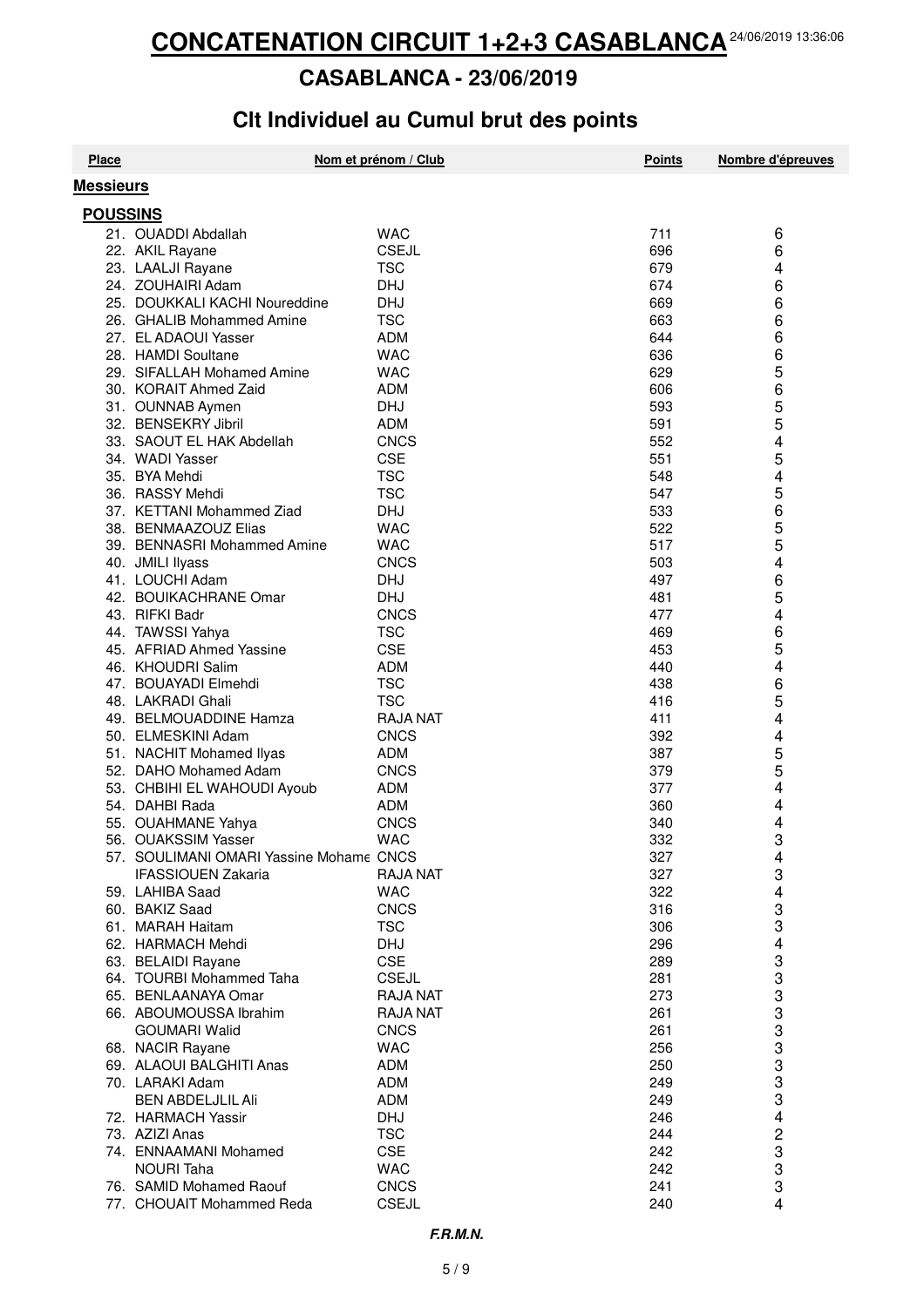# CONCATENATION CIRCUIT 1+2+3 CASABLANCA

24/06/2019 13:36:06

## CASABLANCA - 23/06/2019

## Clt Individuel au Cumul brut des points

| Place | Nom et prénom / Club | | Points | Nombre d'épreuves |
|---|---|---|---|---|
| **Messieurs** | | | | |
| **POUSSINS** | | | | |
| 21. | OUADDI Abdallah | WAC | 711 | 6 |
| 22. | AKIL Rayane | CSEJL | 696 | 6 |
| 23. | LAALJI Rayane | TSC | 679 | 4 |
| 24. | ZOUHAIRI Adam | DHJ | 674 | 6 |
| 25. | DOUKKALI KACHI Noureddine | DHJ | 669 | 6 |
| 26. | GHALIB Mohammed Amine | TSC | 663 | 6 |
| 27. | EL ADAOUI Yasser | ADM | 644 | 6 |
| 28. | HAMDI Soultane | WAC | 636 | 6 |
| 29. | SIFALLAH Mohamed Amine | WAC | 629 | 5 |
| 30. | KORAIT Ahmed Zaid | ADM | 606 | 6 |
| 31. | OUNNAB Aymen | DHJ | 593 | 5 |
| 32. | BENSEKRY Jibril | ADM | 591 | 5 |
| 33. | SAOUT EL HAK Abdellah | CNCS | 552 | 4 |
| 34. | WADI Yasser | CSE | 551 | 5 |
| 35. | BYA Mehdi | TSC | 548 | 4 |
| 36. | RASSY Mehdi | TSC | 547 | 5 |
| 37. | KETTANI Mohammed Ziad | DHJ | 533 | 6 |
| 38. | BENMAAZOUZ Elias | WAC | 522 | 5 |
| 39. | BENNASRI Mohammed Amine | WAC | 517 | 5 |
| 40. | JMILI Ilyass | CNCS | 503 | 4 |
| 41. | LOUCHI Adam | DHJ | 497 | 6 |
| 42. | BOUIKACHRANE Omar | DHJ | 481 | 5 |
| 43. | RIFKI Badr | CNCS | 477 | 4 |
| 44. | TAWSSI Yahya | TSC | 469 | 6 |
| 45. | AFRIAD Ahmed Yassine | CSE | 453 | 5 |
| 46. | KHOUDRI Salim | ADM | 440 | 4 |
| 47. | BOUAYADI Elmehdi | TSC | 438 | 6 |
| 48. | LAKRADI Ghali | TSC | 416 | 5 |
| 49. | BELMOUADDINE Hamza | RAJA NAT | 411 | 4 |
| 50. | ELMESKINI Adam | CNCS | 392 | 4 |
| 51. | NACHIT Mohamed Ilyas | ADM | 387 | 5 |
| 52. | DAHO Mohamed Adam | CNCS | 379 | 5 |
| 53. | CHBIHI EL WAHOUDI Ayoub | ADM | 377 | 4 |
| 54. | DAHBI Rada | ADM | 360 | 4 |
| 55. | OUAHMANE Yahya | CNCS | 340 | 4 |
| 56. | OUAKSSIM Yasser | WAC | 332 | 3 |
| 57. | SOULIMANI OMARI Yassine Mohame | CNCS | 327 | 4 |
| | IFASSIOUEN Zakaria | RAJA NAT | 327 | 3 |
| 59. | LAHIBA Saad | WAC | 322 | 4 |
| 60. | BAKIZ Saad | CNCS | 316 | 3 |
| 61. | MARAH Haitam | TSC | 306 | 3 |
| 62. | HARMACH Mehdi | DHJ | 296 | 4 |
| 63. | BELAIDI Rayane | CSE | 289 | 3 |
| 64. | TOURBI Mohammed Taha | CSEJL | 281 | 3 |
| 65. | BENLAANAYA Omar | RAJA NAT | 273 | 3 |
| 66. | ABOUMOUSSA Ibrahim | RAJA NAT | 261 | 3 |
| | GOUMARI Walid | CNCS | 261 | 3 |
| 68. | NACIR Rayane | WAC | 256 | 3 |
| 69. | ALAOUI BALGHITI Anas | ADM | 250 | 3 |
| 70. | LARAKI Adam | ADM | 249 | 3 |
| | BEN ABDELJLIL Ali | ADM | 249 | 3 |
| 72. | HARMACH Yassir | DHJ | 246 | 4 |
| 73. | AZIZI Anas | TSC | 244 | 2 |
| 74. | ENNAAMANI Mohamed | CSE | 242 | 3 |
| | NOURI Taha | WAC | 242 | 3 |
| 76. | SAMID Mohamed Raouf | CNCS | 241 | 3 |
| 77. | CHOUAIT Mohammed Reda | CSEJL | 240 | 4 |

***F.R.M.N.***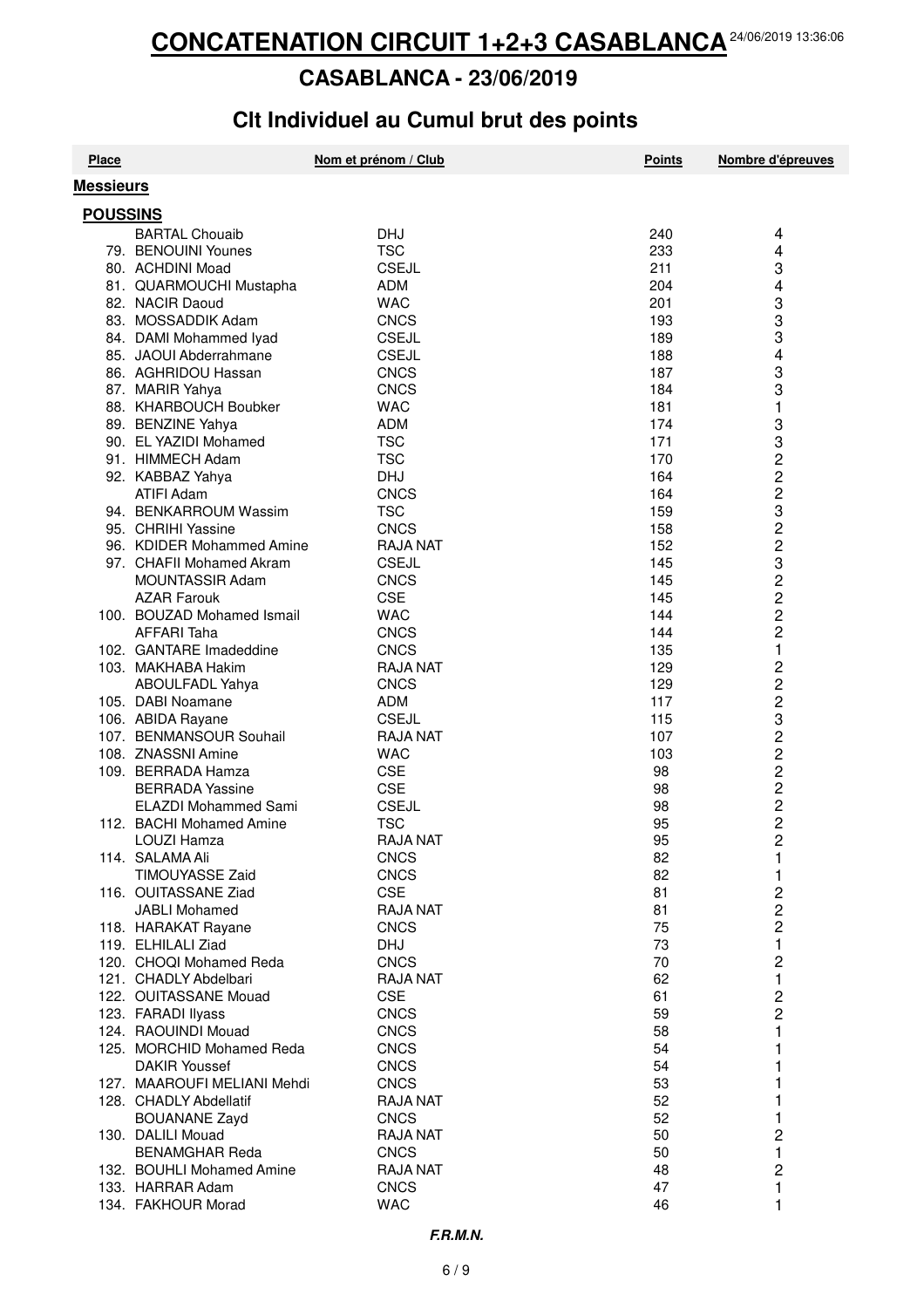# CONCATENATION CIRCUIT 1+2+3 CASABLANCA

24/06/2019 13:36:06

## CASABLANCA - 23/06/2019

## Clt Individuel au Cumul brut des points

| Place | Nom et prénom / Club | | Points | Nombre d'épreuves |
|---|---|---|---|---|
| **Messieurs** | | | | |
| **POUSSINS** | | | | |
| | BARTAL Chouaib | DHJ | 240 | 4 |
| 79. | BENOUINI Younes | TSC | 233 | 4 |
| 80. | ACHDINI Moad | CSEJL | 211 | 3 |
| 81. | QUARMOUCHI Mustapha | ADM | 204 | 4 |
| 82. | NACIR Daoud | WAC | 201 | 3 |
| 83. | MOSSADDIK Adam | CNCS | 193 | 3 |
| 84. | DAMI Mohammed Iyad | CSEJL | 189 | 3 |
| 85. | JAOUI Abderrahmane | CSEJL | 188 | 4 |
| 86. | AGHRIDOU Hassan | CNCS | 187 | 3 |
| 87. | MARIR Yahya | CNCS | 184 | 3 |
| 88. | KHARBOUCH Boubker | WAC | 181 | 1 |
| 89. | BENZINE Yahya | ADM | 174 | 3 |
| 90. | EL YAZIDI Mohamed | TSC | 171 | 3 |
| 91. | HIMMECH Adam | TSC | 170 | 2 |
| 92. | KABBAZ Yahya | DHJ | 164 | 2 |
| | ATIFI Adam | CNCS | 164 | 2 |
| 94. | BENKARROUM Wassim | TSC | 159 | 3 |
| 95. | CHRIHI Yassine | CNCS | 158 | 2 |
| 96. | KDIDER Mohammed Amine | RAJA NAT | 152 | 2 |
| 97. | CHAFII Mohamed Akram | CSEJL | 145 | 3 |
| | MOUNTASSIR Adam | CNCS | 145 | 2 |
| | AZAR Farouk | CSE | 145 | 2 |
| 100. | BOUZAD Mohamed Ismail | WAC | 144 | 2 |
| | AFFARI Taha | CNCS | 144 | 2 |
| 102. | GANTARE Imadeddine | CNCS | 135 | 1 |
| 103. | MAKHABA Hakim | RAJA NAT | 129 | 2 |
| | ABOULFADL Yahya | CNCS | 129 | 2 |
| 105. | DABI Noamane | ADM | 117 | 2 |
| 106. | ABIDA Rayane | CSEJL | 115 | 3 |
| 107. | BENMANSOUR Souhail | RAJA NAT | 107 | 2 |
| 108. | ZNASSNI Amine | WAC | 103 | 2 |
| 109. | BERRADA Hamza | CSE | 98 | 2 |
| | BERRADA Yassine | CSE | 98 | 2 |
| | ELAZDI Mohammed Sami | CSEJL | 98 | 2 |
| 112. | BACHI Mohamed Amine | TSC | 95 | 2 |
| | LOUZI Hamza | RAJA NAT | 95 | 2 |
| 114. | SALAMA Ali | CNCS | 82 | 1 |
| | TIMOUYASSE Zaid | CNCS | 82 | 1 |
| 116. | OUITASSANE Ziad | CSE | 81 | 2 |
| | JABLI Mohamed | RAJA NAT | 81 | 2 |
| 118. | HARAKAT Rayane | CNCS | 75 | 2 |
| 119. | ELHILALI Ziad | DHJ | 73 | 1 |
| 120. | CHOQI Mohamed Reda | CNCS | 70 | 2 |
| 121. | CHADLY Abdelbari | RAJA NAT | 62 | 1 |
| 122. | OUITASSANE Mouad | CSE | 61 | 2 |
| 123. | FARADI Ilyass | CNCS | 59 | 2 |
| 124. | RAOUINDI Mouad | CNCS | 58 | 1 |
| 125. | MORCHID Mohamed Reda | CNCS | 54 | 1 |
| | DAKIR Youssef | CNCS | 54 | 1 |
| 127. | MAAROUFI MELIANI Mehdi | CNCS | 53 | 1 |
| 128. | CHADLY Abdellatif | RAJA NAT | 52 | 1 |
| | BOUANANE Zayd | CNCS | 52 | 1 |
| 130. | DALILI Mouad | RAJA NAT | 50 | 2 |
| | BENAMGHAR Reda | CNCS | 50 | 1 |
| 132. | BOUHLI Mohamed Amine | RAJA NAT | 48 | 2 |
| 133. | HARRAR Adam | CNCS | 47 | 1 |
| 134. | FAKHOUR Morad | WAC | 46 | 1 |

***F.R.M.N.***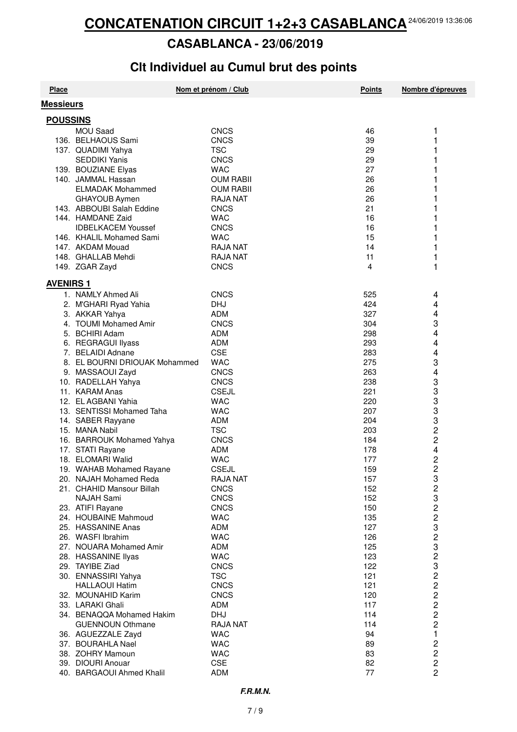# CONCATENATION CIRCUIT 1+2+3 CASABLANCA

## CASABLANCA - 23/06/2019

## Clt Individuel au Cumul brut des points

| Place | Nom et prénom / Club | | Points | Nombre d'épreuves |
|---|---|---|---|---|
| **Messieurs** | | | | |
| **POUSSINS** | | | | |
| | MOU Saad | CNCS | 46 | 1 |
| 136. | BELHAOUS Sami | CNCS | 39 | 1 |
| 137. | QUADIMI Yahya | TSC | 29 | 1 |
| | SEDDIKI Yanis | CNCS | 29 | 1 |
| 139. | BOUZIANE Elyas | WAC | 27 | 1 |
| 140. | JAMMAL Hassan | OUM RABII | 26 | 1 |
| | ELMADAK Mohammed | OUM RABII | 26 | 1 |
| | GHAYOUB Aymen | RAJA NAT | 26 | 1 |
| 143. | ABBOUBI Salah Eddine | CNCS | 21 | 1 |
| 144. | HAMDANE Zaid | WAC | 16 | 1 |
| | IDBELKACEM Youssef | CNCS | 16 | 1 |
| 146. | KHALIL Mohamed Sami | WAC | 15 | 1 |
| 147. | AKDAM Mouad | RAJA NAT | 14 | 1 |
| 148. | GHALLAB Mehdi | RAJA NAT | 11 | 1 |
| 149. | ZGAR Zayd | CNCS | 4 | 1 |
| **AVENIRS 1** | | | | |
| 1. | NAMLY Ahmed Ali | CNCS | 525 | 4 |
| 2. | M'GHARI Ryad Yahia | DHJ | 424 | 4 |
| 3. | AKKAR Yahya | ADM | 327 | 4 |
| 4. | TOUMI Mohamed Amir | CNCS | 304 | 3 |
| 5. | BCHIRI Adam | ADM | 298 | 4 |
| 6. | REGRAGUI Ilyass | ADM | 293 | 4 |
| 7. | BELAIDI Adnane | CSE | 283 | 4 |
| 8. | EL BOURNI DRIOUAK Mohammed | WAC | 275 | 3 |
| 9. | MASSAOUI Zayd | CNCS | 263 | 4 |
| 10. | RADELLAH Yahya | CNCS | 238 | 3 |
| 11. | KARAM Anas | CSEJL | 221 | 3 |
| 12. | EL AGBANI Yahia | WAC | 220 | 3 |
| 13. | SENTISSI Mohamed Taha | WAC | 207 | 3 |
| 14. | SABER Rayyane | ADM | 204 | 3 |
| 15. | MANA Nabil | TSC | 203 | 2 |
| 16. | BARROUK Mohamed Yahya | CNCS | 184 | 2 |
| 17. | STATI Rayane | ADM | 178 | 4 |
| 18. | ELOMARI Walid | WAC | 177 | 2 |
| 19. | WAHAB Mohamed Rayane | CSEJL | 159 | 2 |
| 20. | NAJAH Mohamed Reda | RAJA NAT | 157 | 3 |
| 21. | CHAHID Mansour Billah | CNCS | 152 | 2 |
| | NAJAH Sami | CNCS | 152 | 3 |
| 23. | ATIFI Rayane | CNCS | 150 | 2 |
| 24. | HOUBAINE Mahmoud | WAC | 135 | 2 |
| 25. | HASSANINE Anas | ADM | 127 | 3 |
| 26. | WASFI Ibrahim | WAC | 126 | 2 |
| 27. | NOUARA Mohamed Amir | ADM | 125 | 3 |
| 28. | HASSANINE Ilyas | WAC | 123 | 2 |
| 29. | TAYIBE Ziad | CNCS | 122 | 3 |
| 30. | ENNASSIRI Yahya | TSC | 121 | 2 |
| | HALLAOUI Hatim | CNCS | 121 | 2 |
| 32. | MOUNAHID Karim | CNCS | 120 | 2 |
| 33. | LARAKI Ghali | ADM | 117 | 2 |
| 34. | BENAQQA Mohamed Hakim | DHJ | 114 | 2 |
| | GUENNOUN Othmane | RAJA NAT | 114 | 2 |
| 36. | AGUEZZALE Zayd | WAC | 94 | 1 |
| 37. | BOURAHLA Nael | WAC | 89 | 2 |
| 38. | ZOHRY Mamoun | WAC | 83 | 2 |
| 39. | DIOURI Anouar | CSE | 82 | 2 |
| 40. | BARGAOUI Ahmed Khalil | ADM | 77 | 2 |

***F.R.M.N.***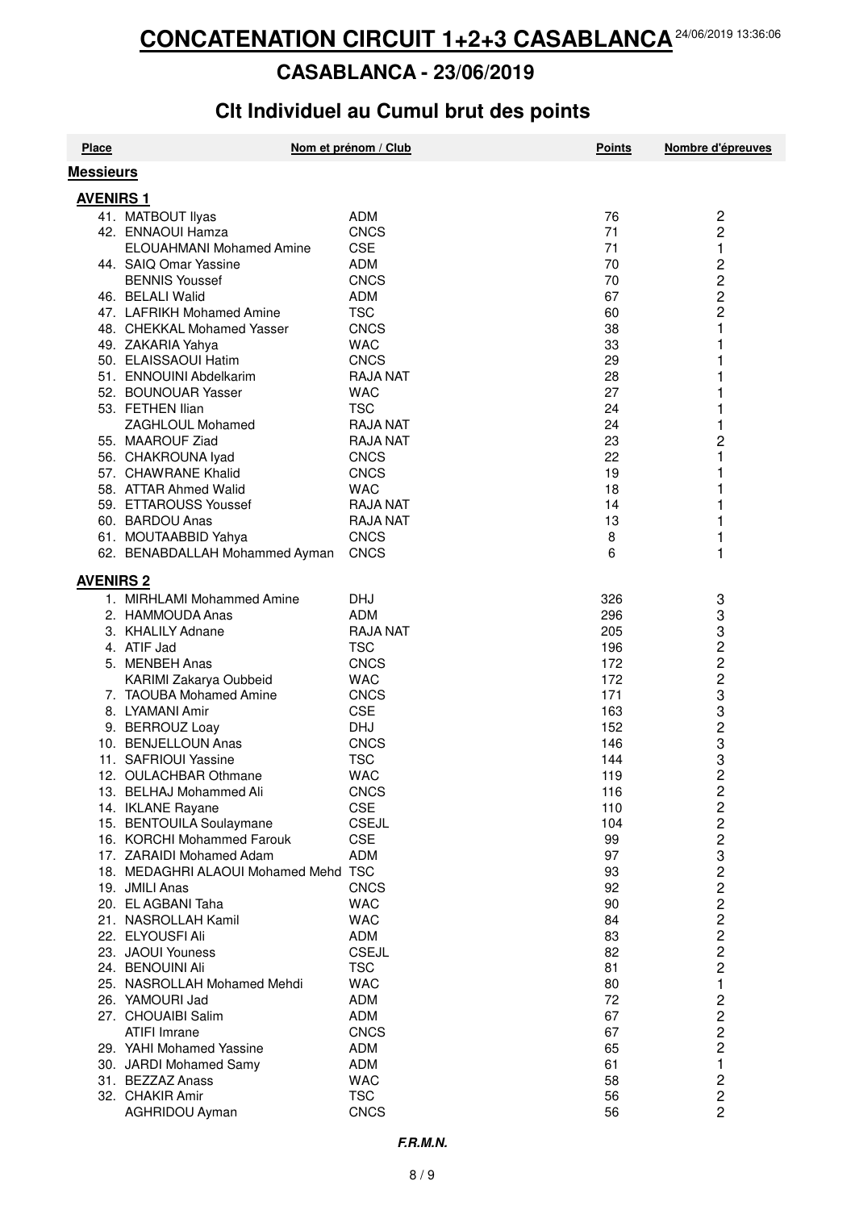# CONCATENATION CIRCUIT 1+2+3 CASABLANCA

24/06/2019 13:36:06

## CASABLANCA - 23/06/2019

## Clt Individuel au Cumul brut des points

| Place | Nom et prénom / Club | | Points | Nombre d'épreuves |
|---|---|---|---|---|
| **Messieurs** | | | | |
| **AVENIRS 1** | | | | |
| 41. | MATBOUT Ilyas | ADM | 76 | 2 |
| 42. | ENNAOUI Hamza | CNCS | 71 | 2 |
| | ELOUAHMANI Mohamed Amine | CSE | 71 | 1 |
| 44. | SAIQ Omar Yassine | ADM | 70 | 2 |
| | BENNIS Youssef | CNCS | 70 | 2 |
| 46. | BELALI Walid | ADM | 67 | 2 |
| 47. | LAFRIKH Mohamed Amine | TSC | 60 | 2 |
| 48. | CHEKKAL Mohamed Yasser | CNCS | 38 | 1 |
| 49. | ZAKARIA Yahya | WAC | 33 | 1 |
| 50. | ELAISSAOUI Hatim | CNCS | 29 | 1 |
| 51. | ENNOUINI Abdelkarim | RAJA NAT | 28 | 1 |
| 52. | BOUNOUAR Yasser | WAC | 27 | 1 |
| 53. | FETHEN Ilian | TSC | 24 | 1 |
| | ZAGHLOUL Mohamed | RAJA NAT | 24 | 1 |
| 55. | MAAROUF Ziad | RAJA NAT | 23 | 2 |
| 56. | CHAKROUNA Iyad | CNCS | 22 | 1 |
| 57. | CHAWRANE Khalid | CNCS | 19 | 1 |
| 58. | ATTAR Ahmed Walid | WAC | 18 | 1 |
| 59. | ETTAROUSS Youssef | RAJA NAT | 14 | 1 |
| 60. | BARDOU Anas | RAJA NAT | 13 | 1 |
| 61. | MOUTAABBID Yahya | CNCS | 8 | 1 |
| 62. | BENABDALLAH Mohammed Ayman | CNCS | 6 | 1 |
| **AVENIRS 2** | | | | |
| 1. | MIRHLAMI Mohammed Amine | DHJ | 326 | 3 |
| 2. | HAMMOUDA Anas | ADM | 296 | 3 |
| 3. | KHALILY Adnane | RAJA NAT | 205 | 3 |
| 4. | ATIF Jad | TSC | 196 | 2 |
| 5. | MENBEH Anas | CNCS | 172 | 2 |
| | KARIMI Zakarya Oubbeid | WAC | 172 | 2 |
| 7. | TAOUBA Mohamed Amine | CNCS | 171 | 3 |
| 8. | LYAMANI Amir | CSE | 163 | 3 |
| 9. | BERROUZ Loay | DHJ | 152 | 2 |
| 10. | BENJELLOUN Anas | CNCS | 146 | 3 |
| 11. | SAFRIOUI Yassine | TSC | 144 | 3 |
| 12. | OULACHBAR Othmane | WAC | 119 | 2 |
| 13. | BELHAJ Mohammed Ali | CNCS | 116 | 2 |
| 14. | IKLANE Rayane | CSE | 110 | 2 |
| 15. | BENTOUILA Soulaymane | CSEJL | 104 | 2 |
| 16. | KORCHI Mohammed Farouk | CSE | 99 | 2 |
| 17. | ZARAIDI Mohamed Adam | ADM | 97 | 3 |
| 18. | MEDAGHRI ALAOUI Mohamed Mehd | TSC | 93 | 2 |
| 19. | JMILI Anas | CNCS | 92 | 2 |
| 20. | EL AGBANI Taha | WAC | 90 | 2 |
| 21. | NASROLLAH Kamil | WAC | 84 | 2 |
| 22. | ELYOUSFI Ali | ADM | 83 | 2 |
| 23. | JAOUI Youness | CSEJL | 82 | 2 |
| 24. | BENOUINI Ali | TSC | 81 | 2 |
| 25. | NASROLLAH Mohamed Mehdi | WAC | 80 | 1 |
| 26. | YAMOURI Jad | ADM | 72 | 2 |
| 27. | CHOUAIBI Salim | ADM | 67 | 2 |
| | ATIFI Imrane | CNCS | 67 | 2 |
| 29. | YAHI Mohamed Yassine | ADM | 65 | 2 |
| 30. | JARDI Mohamed Samy | ADM | 61 | 1 |
| 31. | BEZZAZ Anass | WAC | 58 | 2 |
| 32. | CHAKIR Amir | TSC | 56 | 2 |
| | AGHRIDOU Ayman | CNCS | 56 | 2 |

***F.R.M.N.***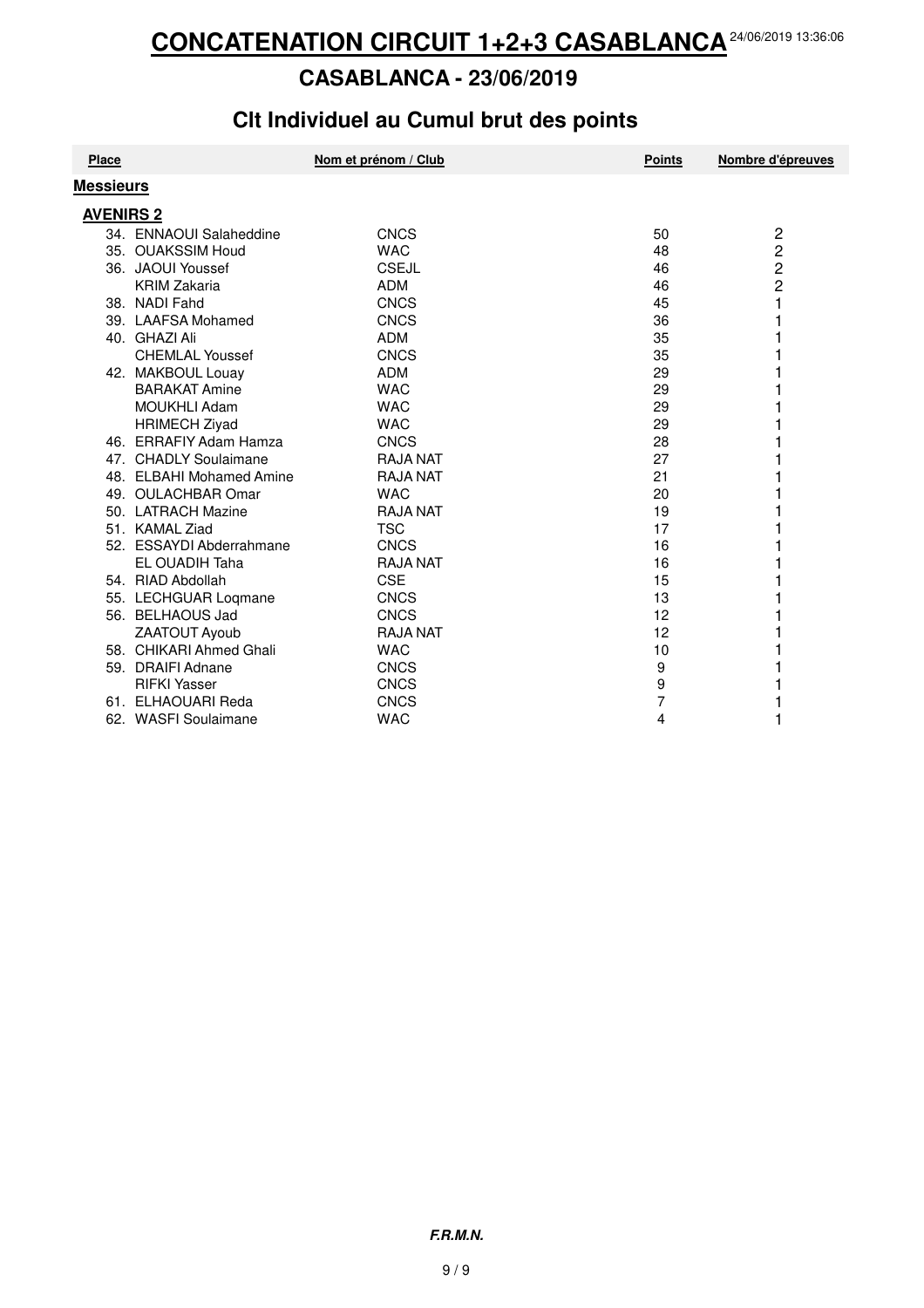# CONCATENATION CIRCUIT 1+2+3 CASABLANCA

24/06/2019 13:36:06

## CASABLANCA - 23/06/2019

## Clt Individuel au Cumul brut des points

| Place | Nom et prénom / Club | | Points | Nombre d'épreuves |
|---|---|---|---|---|
| **Messieurs** | | | | |
| **AVENIRS 2** | | | | |
| 34. | ENNAOUI Salaheddine | CNCS | 50 | 2 |
| 35. | OUAKSSIM Houd | WAC | 48 | 2 |
| 36. | JAOUI Youssef | CSEJL | 46 | 2 |
| | KRIM Zakaria | ADM | 46 | 2 |
| 38. | NADI Fahd | CNCS | 45 | 1 |
| 39. | LAAFSA Mohamed | CNCS | 36 | 1 |
| 40. | GHAZI Ali | ADM | 35 | 1 |
| | CHEMLAL Youssef | CNCS | 35 | 1 |
| 42. | MAKBOUL Louay | ADM | 29 | 1 |
| | BARAKAT Amine | WAC | 29 | 1 |
| | MOUKHLI Adam | WAC | 29 | 1 |
| | HRIMECH Ziyad | WAC | 29 | 1 |
| 46. | ERRAFIY Adam Hamza | CNCS | 28 | 1 |
| 47. | CHADLY Soulaimane | RAJA NAT | 27 | 1 |
| 48. | ELBAHI Mohamed Amine | RAJA NAT | 21 | 1 |
| 49. | OULACHBAR Omar | WAC | 20 | 1 |
| 50. | LATRACH Mazine | RAJA NAT | 19 | 1 |
| 51. | KAMAL Ziad | TSC | 17 | 1 |
| 52. | ESSAYDI Abderrahmane | CNCS | 16 | 1 |
| | EL OUADIH Taha | RAJA NAT | 16 | 1 |
| 54. | RIAD Abdollah | CSE | 15 | 1 |
| 55. | LECHGUAR Loqmane | CNCS | 13 | 1 |
| 56. | BELHAOUS Jad | CNCS | 12 | 1 |
| | ZAATOUT Ayoub | RAJA NAT | 12 | 1 |
| 58. | CHIKARI Ahmed Ghali | WAC | 10 | 1 |
| 59. | DRAIFI Adnane | CNCS | 9 | 1 |
| | RIFKI Yasser | CNCS | 9 | 1 |
| 61. | ELHAOUARI Reda | CNCS | 7 | 1 |
| 62. | WASFI Soulaimane | WAC | 4 | 1 |

***F.R.M.N.***